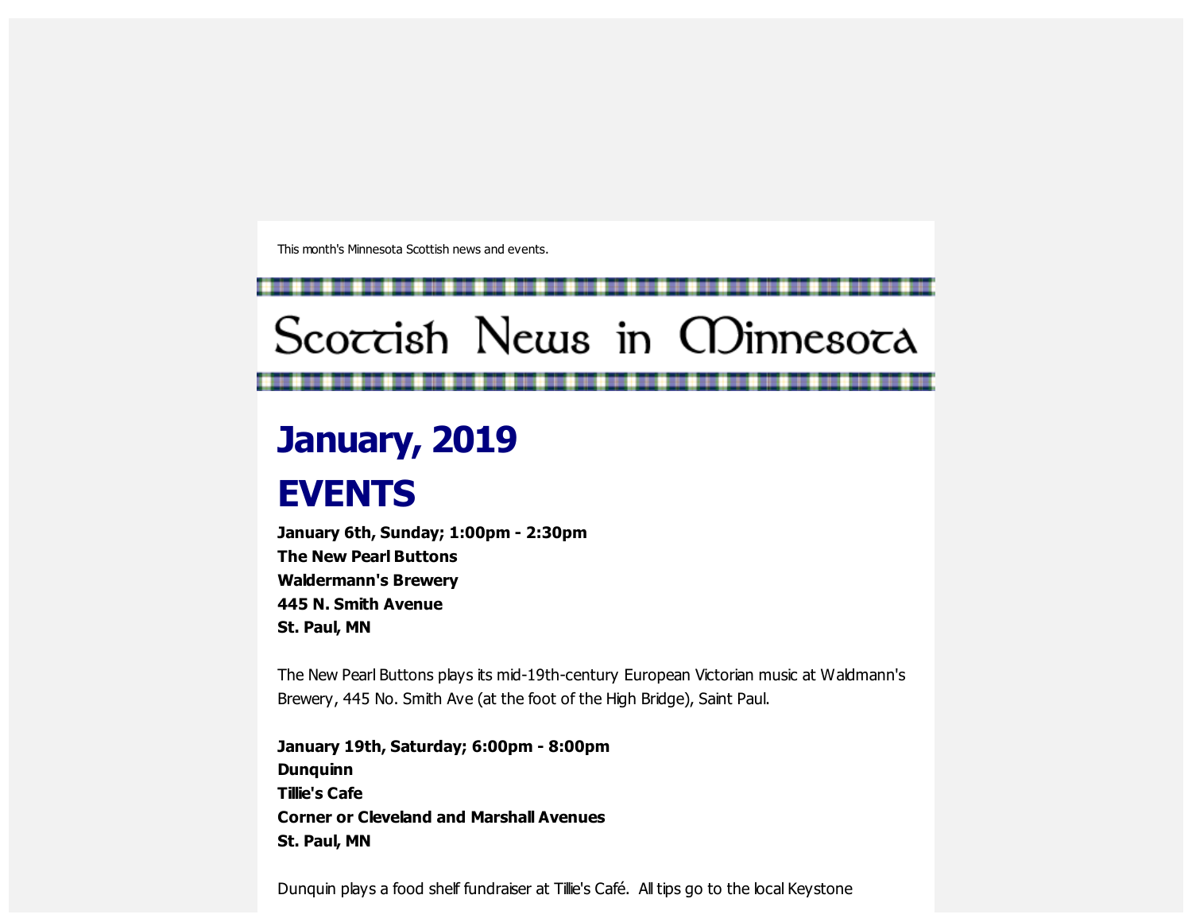This month's Minnesota Scottish news and events.

# Scottish News in Minnesota

## January, 2019

## EVENTS

**January 6th, Sunday; 1:00pm - 2:30pm**
**The New Pearl Buttons**
**Waldermann's Brewery**
**445 N. Smith Avenue**
**St. Paul, MN**

The New Pearl Buttons plays its mid-19th-century European Victorian music at Waldmann's Brewery, 445 No. Smith Ave (at the foot of the High Bridge), Saint Paul.

**January 19th, Saturday; 6:00pm - 8:00pm**
**Dunquinn**
**Tillie's Cafe**
**Corner or Cleveland and Marshall Avenues**
**St. Paul, MN**

Dunquin plays a food shelf fundraiser at Tillie's Café. All tips go to the local Keystone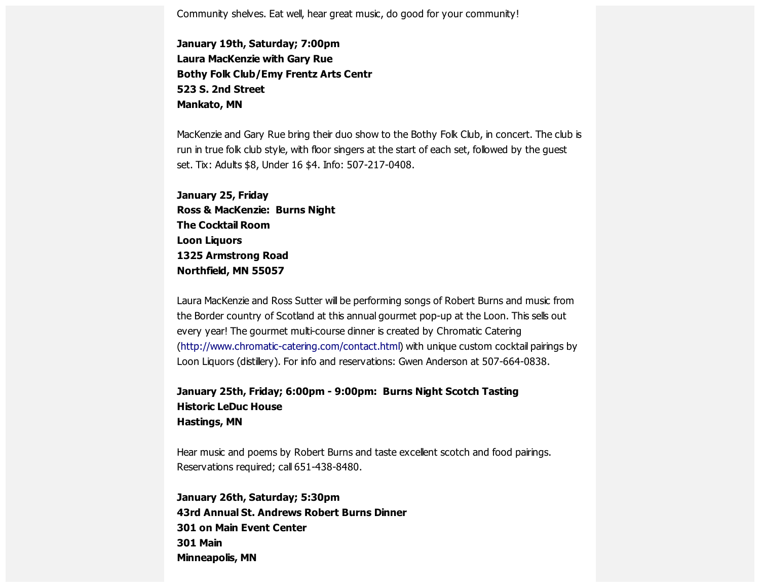Community shelves. Eat well, hear great music, do good for your community!

**January 19th, Saturday; 7:00pm**
**Laura MacKenzie with Gary Rue**
**Bothy Folk Club/Emy Frentz Arts Centr**
**523 S. 2nd Street**
**Mankato, MN**

MacKenzie and Gary Rue bring their duo show to the Bothy Folk Club, in concert. The club is run in true folk club style, with floor singers at the start of each set, followed by the guest set. Tix: Adults $8, Under 16 $4. Info: 507-217-0408.

**January 25, Friday**
**Ross & MacKenzie: Burns Night**
**The Cocktail Room**
**Loon Liquors**
**1325 Armstrong Road**
**Northfield, MN 55057**

Laura MacKenzie and Ross Sutter will be performing songs of Robert Burns and music from the Border country of Scotland at this annual gourmet pop-up at the Loon. This sells out every year! The gourmet multi-course dinner is created by Chromatic Catering (http://www.chromatic-catering.com/contact.html) with unique custom cocktail pairings by Loon Liquors (distillery). For info and reservations: Gwen Anderson at 507-664-0838.

**January 25th, Friday; 6:00pm - 9:00pm: Burns Night Scotch Tasting**
**Historic LeDuc House**
**Hastings, MN**

Hear music and poems by Robert Burns and taste excellent scotch and food pairings. Reservations required; call 651-438-8480.

**January 26th, Saturday; 5:30pm**
**43rd Annual St. Andrews Robert Burns Dinner**
**301 on Main Event Center**
**301 Main**
**Minneapolis, MN**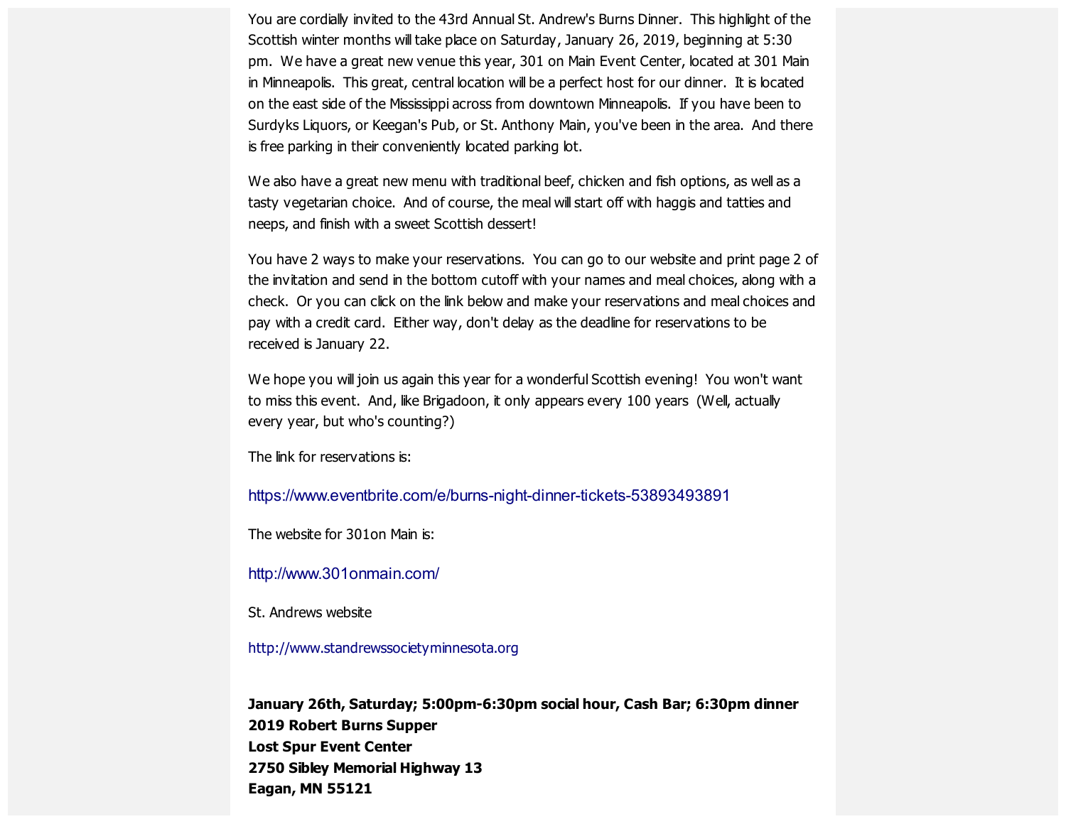You are cordially invited to the 43rd Annual St. Andrew's Burns Dinner. This highlight of the Scottish winter months will take place on Saturday, January 26, 2019, beginning at 5:30 pm. We have a great new venue this year, 301 on Main Event Center, located at 301 Main in Minneapolis. This great, central location will be a perfect host for our dinner. It is located on the east side of the Mississippi across from downtown Minneapolis. If you have been to Surdyks Liquors, or Keegan's Pub, or St. Anthony Main, you've been in the area. And there is free parking in their conveniently located parking lot.

We also have a great new menu with traditional beef, chicken and fish options, as well as a tasty vegetarian choice. And of course, the meal will start off with haggis and tatties and neeps, and finish with a sweet Scottish dessert!

You have 2 ways to make your reservations. You can go to our website and print page 2 of the invitation and send in the bottom cutoff with your names and meal choices, along with a check. Or you can click on the link below and make your reservations and meal choices and pay with a credit card. Either way, don't delay as the deadline for reservations to be received is January 22.

We hope you will join us again this year for a wonderful Scottish evening! You won't want to miss this event. And, like Brigadoon, it only appears every 100 years (Well, actually every year, but who's counting?)

The link for reservations is:

https://www.eventbrite.com/e/burns-night-dinner-tickets-53893493891

The website for 301on Main is:

http://www.301onmain.com/

St. Andrews website

http://www.standrewssocietyminnesota.org

**January 26th, Saturday; 5:00pm-6:30pm social hour, Cash Bar; 6:30pm dinner**
**2019 Robert Burns Supper**
**Lost Spur Event Center**
**2750 Sibley Memorial Highway 13**
**Eagan, MN 55121**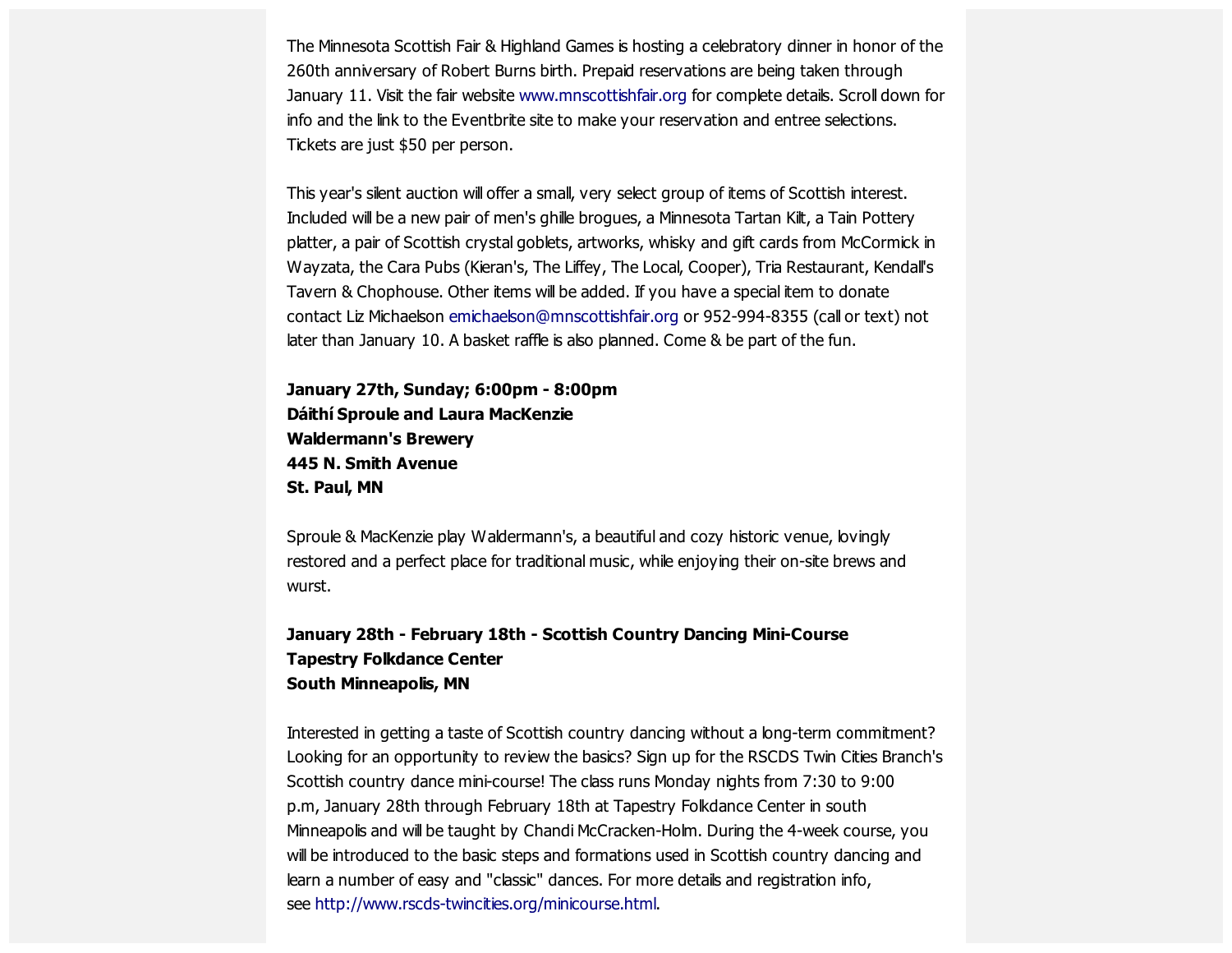The Minnesota Scottish Fair & Highland Games is hosting a celebratory dinner in honor of the 260th anniversary of Robert Burns birth. Prepaid reservations are being taken through January 11. Visit the fair website www.mnscottishfair.org for complete details. Scroll down for info and the link to the Eventbrite site to make your reservation and entree selections. Tickets are just $50 per person.

This year's silent auction will offer a small, very select group of items of Scottish interest. Included will be a new pair of men's ghille brogues, a Minnesota Tartan Kilt, a Tain Pottery platter, a pair of Scottish crystal goblets, artworks, whisky and gift cards from McCormick in Wayzata, the Cara Pubs (Kieran's, The Liffey, The Local, Cooper), Tria Restaurant, Kendall's Tavern & Chophouse. Other items will be added. If you have a special item to donate contact Liz Michaelson emichaelson@mnscottishfair.org or 952-994-8355 (call or text) not later than January 10. A basket raffle is also planned. Come & be part of the fun.

**January 27th, Sunday; 6:00pm - 8:00pm**
**Dáithí Sproule and Laura MacKenzie**
**Waldermann's Brewery**
**445 N. Smith Avenue**
**St. Paul, MN**

Sproule & MacKenzie play Waldermann's, a beautiful and cozy historic venue, lovingly restored and a perfect place for traditional music, while enjoying their on-site brews and wurst.

**January 28th - February 18th - Scottish Country Dancing Mini-Course**
**Tapestry Folkdance Center**
**South Minneapolis, MN**

Interested in getting a taste of Scottish country dancing without a long-term commitment? Looking for an opportunity to review the basics? Sign up for the RSCDS Twin Cities Branch's Scottish country dance mini-course! The class runs Monday nights from 7:30 to 9:00 p.m, January 28th through February 18th at Tapestry Folkdance Center in south Minneapolis and will be taught by Chandi McCracken-Holm. During the 4-week course, you will be introduced to the basic steps and formations used in Scottish country dancing and learn a number of easy and "classic" dances. For more details and registration info, see http://www.rscds-twincities.org/minicourse.html.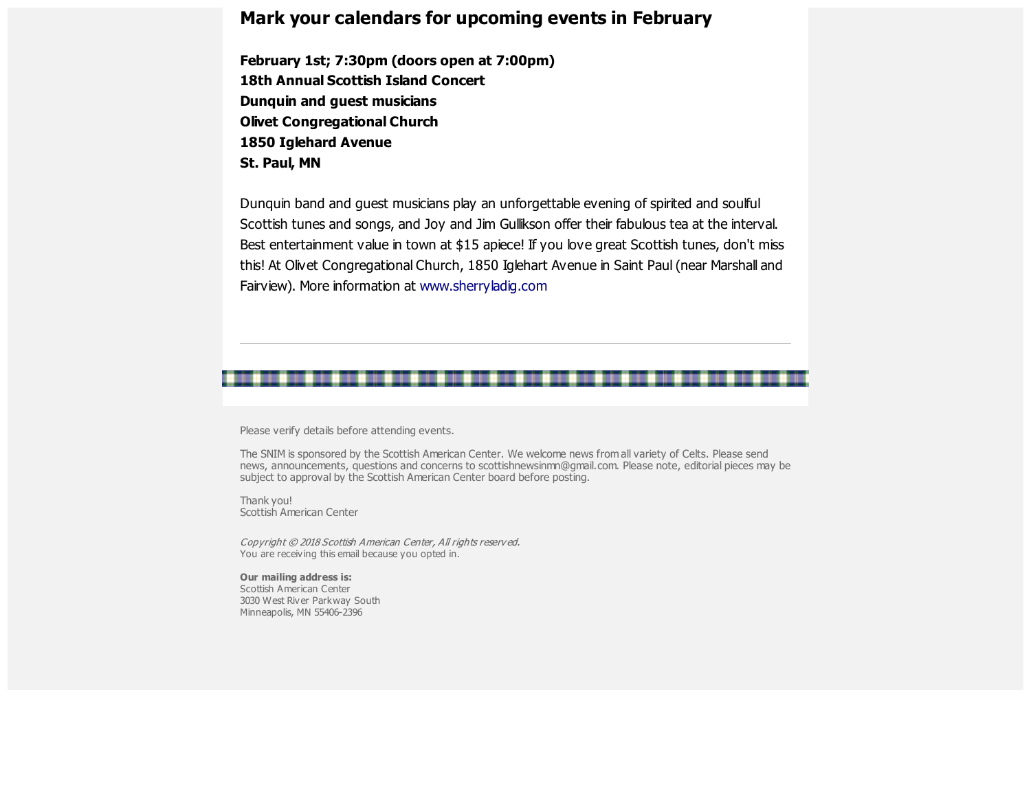## Mark your calendars for upcoming events in February

**February 1st; 7:30pm (doors open at 7:00pm)**
**18th Annual Scottish Island Concert**
**Dunquin and guest musicians**
**Olivet Congregational Church**
**1850 Iglehard Avenue**
**St. Paul, MN**

Dunquin band and guest musicians play an unforgettable evening of spirited and soulful Scottish tunes and songs, and Joy and Jim Gullikson offer their fabulous tea at the interval. Best entertainment value in town at $15 apiece! If you love great Scottish tunes, don't miss this! At Olivet Congregational Church, 1850 Iglehart Avenue in Saint Paul (near Marshall and Fairview). More information at www.sherryladig.com

---

Please verify details before attending events.

The SNIM is sponsored by the Scottish American Center. We welcome news from all variety of Celts. Please send news, announcements, questions and concerns to scottishnewsinmn@gmail.com. Please note, editorial pieces may be subject to approval by the Scottish American Center board before posting.

Thank you!
Scottish American Center

*Copyright © 2018 Scottish American Center, All rights reserved.*
You are receiving this email because you opted in.

**Our mailing address is:**
Scottish American Center
3030 West River Parkway South
Minneapolis, MN 55406-2396